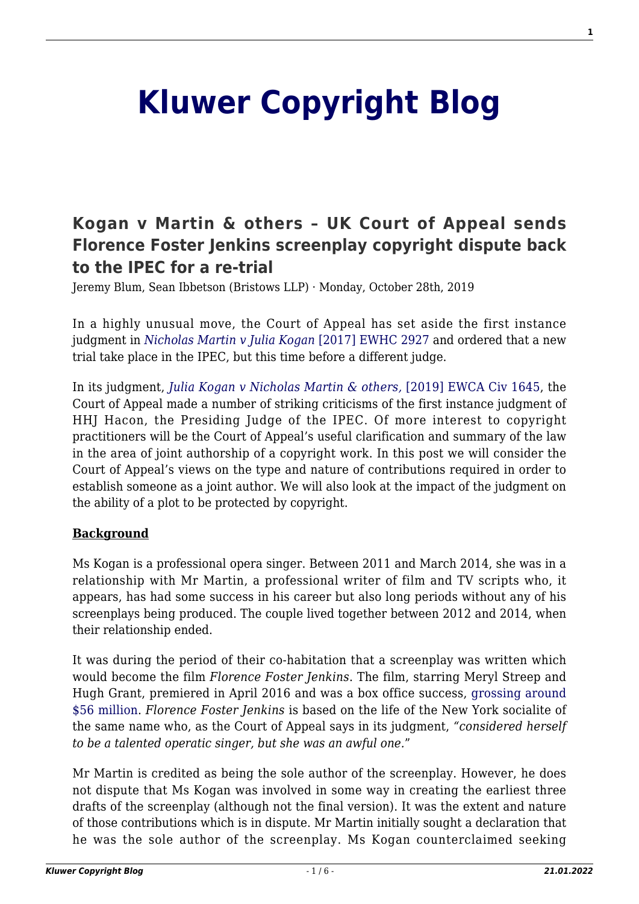# Kluwer Copyright Blog

## Kogan v Martin & others – UK Court of Appeal sends Florence Foster Jenkins screenplay copyright dispute back to the IPEC for a re-trial

Jeremy Blum, Sean Ibbetson (Bristows LLP) · Monday, October 28th, 2019

In a highly unusual move, the Court of Appeal has set aside the first instance judgment in *Nicholas Martin v Julia Kogan* [2017] EWHC 2927 and ordered that a new trial take place in the IPEC, but this time before a different judge.

In its judgment, *Julia Kogan v Nicholas Martin & others,* [2019] EWCA Civ 1645, the Court of Appeal made a number of striking criticisms of the first instance judgment of HHJ Hacon, the Presiding Judge of the IPEC. Of more interest to copyright practitioners will be the Court of Appeal's useful clarification and summary of the law in the area of joint authorship of a copyright work. In this post we will consider the Court of Appeal's views on the type and nature of contributions required in order to establish someone as a joint author. We will also look at the impact of the judgment on the ability of a plot to be protected by copyright.

**Background**

Ms Kogan is a professional opera singer. Between 2011 and March 2014, she was in a relationship with Mr Martin, a professional writer of film and TV scripts who, it appears, has had some success in his career but also long periods without any of his screenplays being produced. The couple lived together between 2012 and 2014, when their relationship ended.

It was during the period of their co-habitation that a screenplay was written which would become the film *Florence Foster Jenkins*. The film, starring Meryl Streep and Hugh Grant, premiered in April 2016 and was a box office success, grossing around $56 million. *Florence Foster Jenkins* is based on the life of the New York socialite of the same name who, as the Court of Appeal says in its judgment, *"considered herself to be a talented operatic singer, but she was an awful one."*

Mr Martin is credited as being the sole author of the screenplay. However, he does not dispute that Ms Kogan was involved in some way in creating the earliest three drafts of the screenplay (although not the final version). It was the extent and nature of those contributions which is in dispute. Mr Martin initially sought a declaration that he was the sole author of the screenplay. Ms Kogan counterclaimed seeking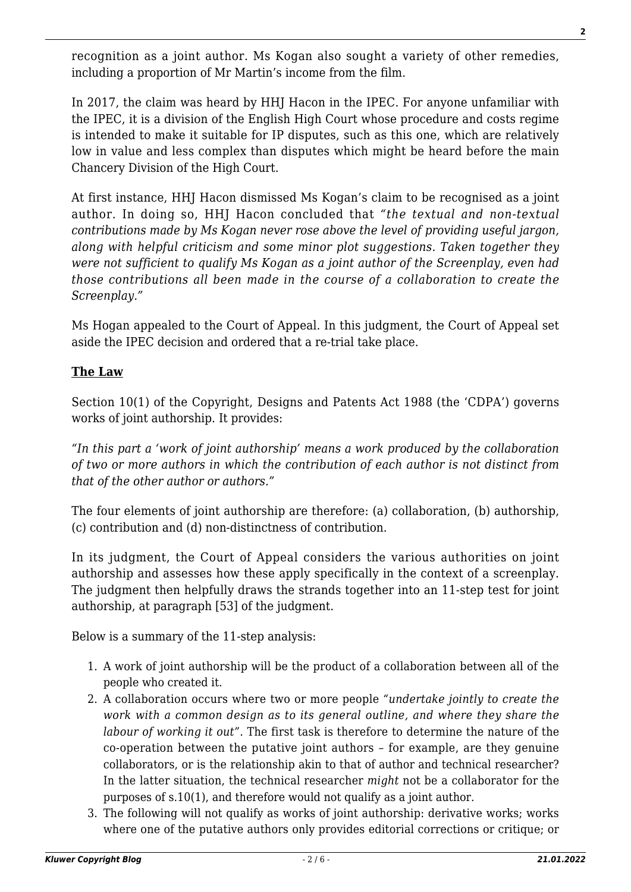recognition as a joint author. Ms Kogan also sought a variety of other remedies, including a proportion of Mr Martin's income from the film.

In 2017, the claim was heard by HHJ Hacon in the IPEC. For anyone unfamiliar with the IPEC, it is a division of the English High Court whose procedure and costs regime is intended to make it suitable for IP disputes, such as this one, which are relatively low in value and less complex than disputes which might be heard before the main Chancery Division of the High Court.

At first instance, HHJ Hacon dismissed Ms Kogan's claim to be recognised as a joint author. In doing so, HHJ Hacon concluded that *"the textual and non-textual contributions made by Ms Kogan never rose above the level of providing useful jargon, along with helpful criticism and some minor plot suggestions. Taken together they were not sufficient to qualify Ms Kogan as a joint author of the Screenplay, even had those contributions all been made in the course of a collaboration to create the Screenplay."*

Ms Hogan appealed to the Court of Appeal. In this judgment, the Court of Appeal set aside the IPEC decision and ordered that a re-trial take place.

## The Law

Section 10(1) of the Copyright, Designs and Patents Act 1988 (the 'CDPA') governs works of joint authorship. It provides:

*"In this part a 'work of joint authorship' means a work produced by the collaboration of two or more authors in which the contribution of each author is not distinct from that of the other author or authors."*

The four elements of joint authorship are therefore: (a) collaboration, (b) authorship, (c) contribution and (d) non-distinctness of contribution.

In its judgment, the Court of Appeal considers the various authorities on joint authorship and assesses how these apply specifically in the context of a screenplay. The judgment then helpfully draws the strands together into an 11-step test for joint authorship, at paragraph [53] of the judgment.

Below is a summary of the 11-step analysis:

1. A work of joint authorship will be the product of a collaboration between all of the people who created it.
2. A collaboration occurs where two or more people *"undertake jointly to create the work with a common design as to its general outline, and where they share the labour of working it out"*. The first task is therefore to determine the nature of the co-operation between the putative joint authors – for example, are they genuine collaborators, or is the relationship akin to that of author and technical researcher? In the latter situation, the technical researcher *might* not be a collaborator for the purposes of s.10(1), and therefore would not qualify as a joint author.
3. The following will not qualify as works of joint authorship: derivative works; works where one of the putative authors only provides editorial corrections or critique; or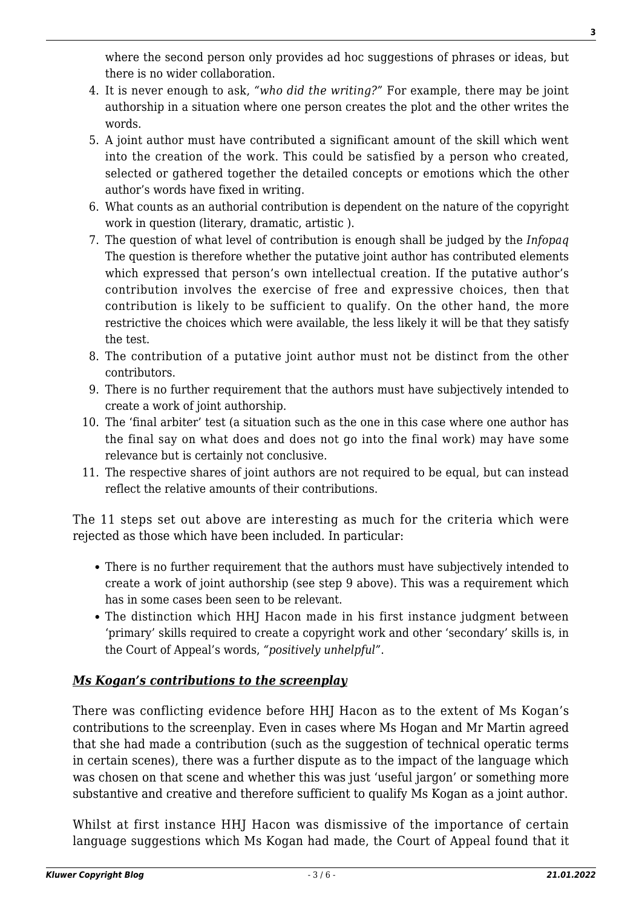where the second person only provides ad hoc suggestions of phrases or ideas, but there is no wider collaboration.

4. It is never enough to ask, *"who did the writing?"* For example, there may be joint authorship in a situation where one person creates the plot and the other writes the words.
5. A joint author must have contributed a significant amount of the skill which went into the creation of the work. This could be satisfied by a person who created, selected or gathered together the detailed concepts or emotions which the other author's words have fixed in writing.
6. What counts as an authorial contribution is dependent on the nature of the copyright work in question (literary, dramatic, artistic ).
7. The question of what level of contribution is enough shall be judged by the *Infopaq* The question is therefore whether the putative joint author has contributed elements which expressed that person's own intellectual creation. If the putative author's contribution involves the exercise of free and expressive choices, then that contribution is likely to be sufficient to qualify. On the other hand, the more restrictive the choices which were available, the less likely it will be that they satisfy the test.
8. The contribution of a putative joint author must not be distinct from the other contributors.
9. There is no further requirement that the authors must have subjectively intended to create a work of joint authorship.
10. The 'final arbiter' test (a situation such as the one in this case where one author has the final say on what does and does not go into the final work) may have some relevance but is certainly not conclusive.
11. The respective shares of joint authors are not required to be equal, but can instead reflect the relative amounts of their contributions.

The 11 steps set out above are interesting as much for the criteria which were rejected as those which have been included. In particular:

- There is no further requirement that the authors must have subjectively intended to create a work of joint authorship (see step 9 above). This was a requirement which has in some cases been seen to be relevant.
- The distinction which HHJ Hacon made in his first instance judgment between 'primary' skills required to create a copyright work and other 'secondary' skills is, in the Court of Appeal's words, *"positively unhelpful"*.

### ***Ms Kogan's contributions to the screenplay***

There was conflicting evidence before HHJ Hacon as to the extent of Ms Kogan's contributions to the screenplay. Even in cases where Ms Hogan and Mr Martin agreed that she had made a contribution (such as the suggestion of technical operatic terms in certain scenes), there was a further dispute as to the impact of the language which was chosen on that scene and whether this was just 'useful jargon' or something more substantive and creative and therefore sufficient to qualify Ms Kogan as a joint author.

Whilst at first instance HHJ Hacon was dismissive of the importance of certain language suggestions which Ms Kogan had made, the Court of Appeal found that it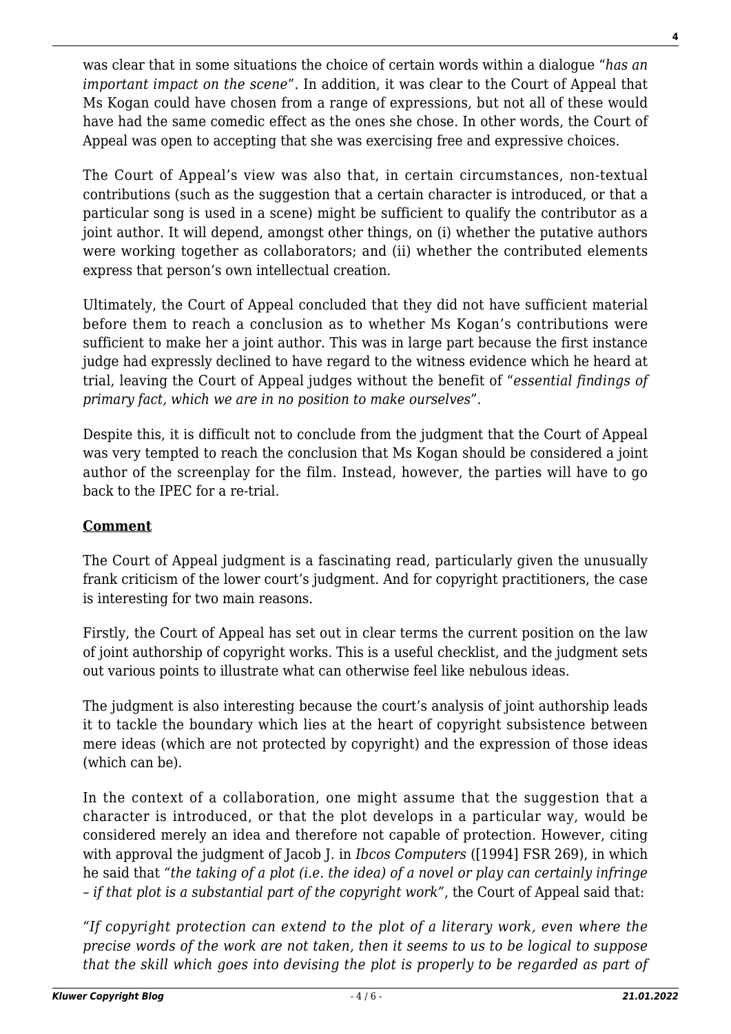was clear that in some situations the choice of certain words within a dialogue "*has an important impact on the scene*". In addition, it was clear to the Court of Appeal that Ms Kogan could have chosen from a range of expressions, but not all of these would have had the same comedic effect as the ones she chose. In other words, the Court of Appeal was open to accepting that she was exercising free and expressive choices.

The Court of Appeal's view was also that, in certain circumstances, non-textual contributions (such as the suggestion that a certain character is introduced, or that a particular song is used in a scene) might be sufficient to qualify the contributor as a joint author. It will depend, amongst other things, on (i) whether the putative authors were working together as collaborators; and (ii) whether the contributed elements express that person's own intellectual creation.

Ultimately, the Court of Appeal concluded that they did not have sufficient material before them to reach a conclusion as to whether Ms Kogan's contributions were sufficient to make her a joint author. This was in large part because the first instance judge had expressly declined to have regard to the witness evidence which he heard at trial, leaving the Court of Appeal judges without the benefit of "*essential findings of primary fact, which we are in no position to make ourselves*".

Despite this, it is difficult not to conclude from the judgment that the Court of Appeal was very tempted to reach the conclusion that Ms Kogan should be considered a joint author of the screenplay for the film. Instead, however, the parties will have to go back to the IPEC for a re-trial.

## **Comment**

The Court of Appeal judgment is a fascinating read, particularly given the unusually frank criticism of the lower court's judgment. And for copyright practitioners, the case is interesting for two main reasons.

Firstly, the Court of Appeal has set out in clear terms the current position on the law of joint authorship of copyright works. This is a useful checklist, and the judgment sets out various points to illustrate what can otherwise feel like nebulous ideas.

The judgment is also interesting because the court's analysis of joint authorship leads it to tackle the boundary which lies at the heart of copyright subsistence between mere ideas (which are not protected by copyright) and the expression of those ideas (which can be).

In the context of a collaboration, one might assume that the suggestion that a character is introduced, or that the plot develops in a particular way, would be considered merely an idea and therefore not capable of protection. However, citing with approval the judgment of Jacob J. in *Ibcos Computers* ([1994] FSR 269), in which he said that *"the taking of a plot (i.e. the idea) of a novel or play can certainly infringe – if that plot is a substantial part of the copyright work"*, the Court of Appeal said that:

*"If copyright protection can extend to the plot of a literary work, even where the precise words of the work are not taken, then it seems to us to be logical to suppose that the skill which goes into devising the plot is properly to be regarded as part of*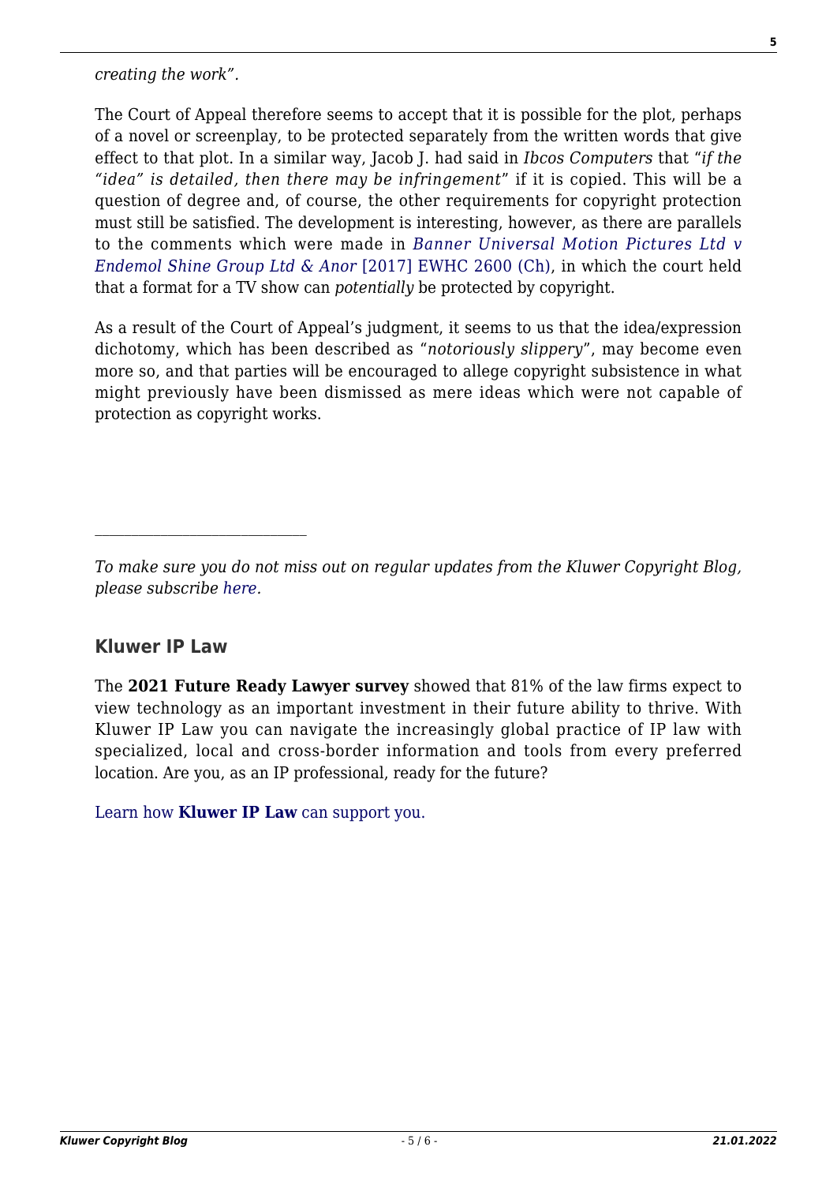*creating the work"*.

The Court of Appeal therefore seems to accept that it is possible for the plot, perhaps of a novel or screenplay, to be protected separately from the written words that give effect to that plot. In a similar way, Jacob J. had said in *Ibcos Computers* that "*if the "idea" is detailed, then there may be infringement*" if it is copied. This will be a question of degree and, of course, the other requirements for copyright protection must still be satisfied. The development is interesting, however, as there are parallels to the comments which were made in *Banner Universal Motion Pictures Ltd v Endemol Shine Group Ltd & Anor* [2017] EWHC 2600 (Ch), in which the court held that a format for a TV show can *potentially* be protected by copyright.

As a result of the Court of Appeal's judgment, it seems to us that the idea/expression dichotomy, which has been described as "*notoriously slippery*", may become even more so, and that parties will be encouraged to allege copyright subsistence in what might previously have been dismissed as mere ideas which were not capable of protection as copyright works.

---

*To make sure you do not miss out on regular updates from the Kluwer Copyright Blog, please subscribe here.*

### Kluwer IP Law

The **2021 Future Ready Lawyer survey** showed that 81% of the law firms expect to view technology as an important investment in their future ability to thrive. With Kluwer IP Law you can navigate the increasingly global practice of IP law with specialized, local and cross-border information and tools from every preferred location. Are you, as an IP professional, ready for the future?

Learn how **Kluwer IP Law** can support you.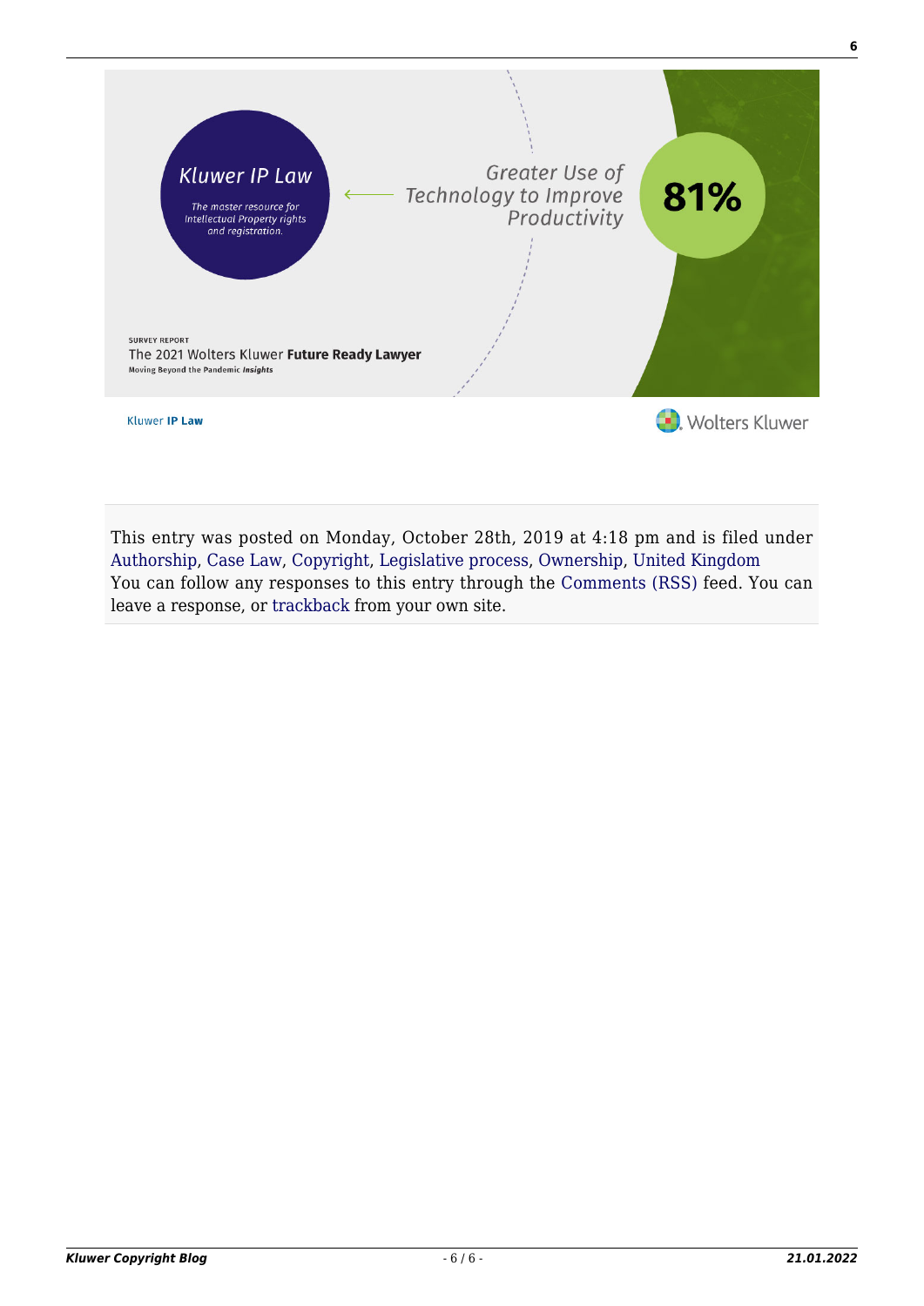Kluwer IP Law

The master resource for Intellectual Property rights and registration.

Greater Use of Technology to Improve Productivity

81%

SURVEY REPORT

The 2021 Wolters Kluwer **Future Ready Lawyer**

Moving Beyond the Pandemic *Insights*

Kluwer **IP Law**

Wolters Kluwer

This entry was posted on Monday, October 28th, 2019 at 4:18 pm and is filed under Authorship, Case Law, Copyright, Legislative process, Ownership, United Kingdom
You can follow any responses to this entry through the Comments (RSS) feed. You can leave a response, or trackback from your own site.